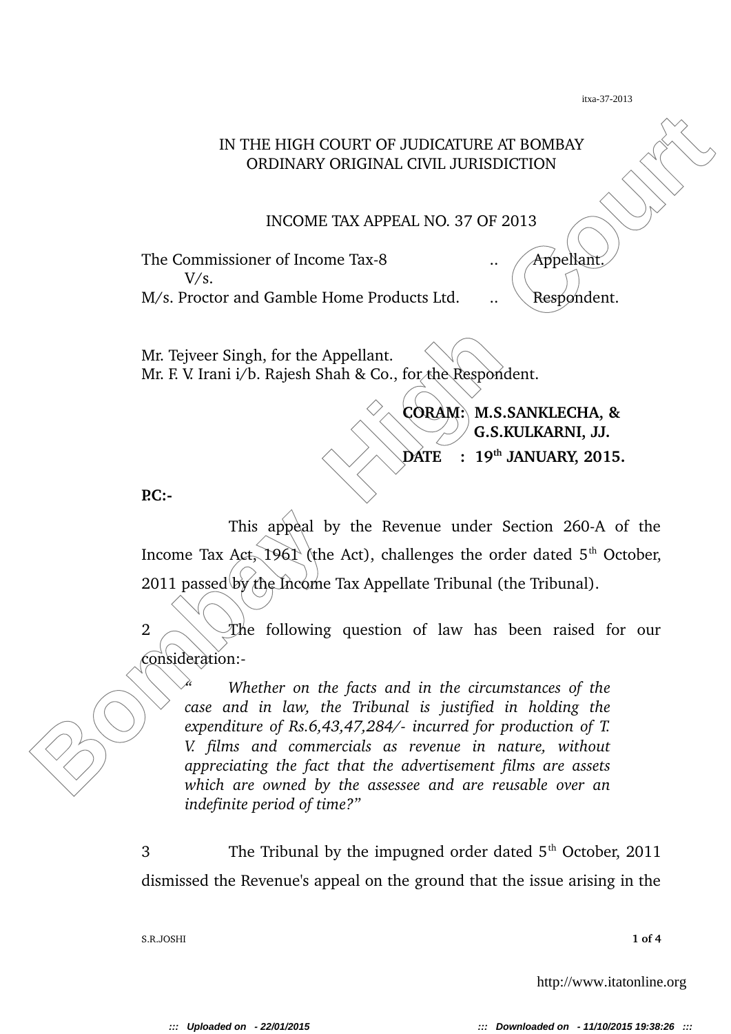IN THE HIGH COURT OF JUDICATURE AT BOMBAY
ORDINARY ORIGINAL CIVIL JURISDICTION

INCOME TAX APPEAL NO. 37 OF 2013

The Commissioner of Income Tax-8 .. Appellant.
V/s.
M/s. Proctor and Gamble Home Products Ltd. .. Respondent.

Mr. Tejveer Singh, for the Appellant.
Mr. F. V. Irani i/b. Rajesh Shah & Co., for the Respondent.

**CORAM: M.S.SANKLECHA, &**
**G.S.KULKARNI, JJ.**

**DATE : 19th JANUARY, 2015.**

**P.C:-**

This appeal by the Revenue under Section 260-A of the Income Tax Act, 1961 (the Act), challenges the order dated 5th October, 2011 passed by the Income Tax Appellate Tribunal (the Tribunal).

2 The following question of law has been raised for our consideration:-

> *" Whether on the facts and in the circumstances of the case and in law, the Tribunal is justified in holding the expenditure of Rs.6,43,47,284/- incurred for production of T. V. films and commercials as revenue in nature, without appreciating the fact that the advertisement films are assets which are owned by the assessee and are reusable over an indefinite period of time?"*

3 The Tribunal by the impugned order dated 5th October, 2011 dismissed the Revenue's appeal on the ground that the issue arising in the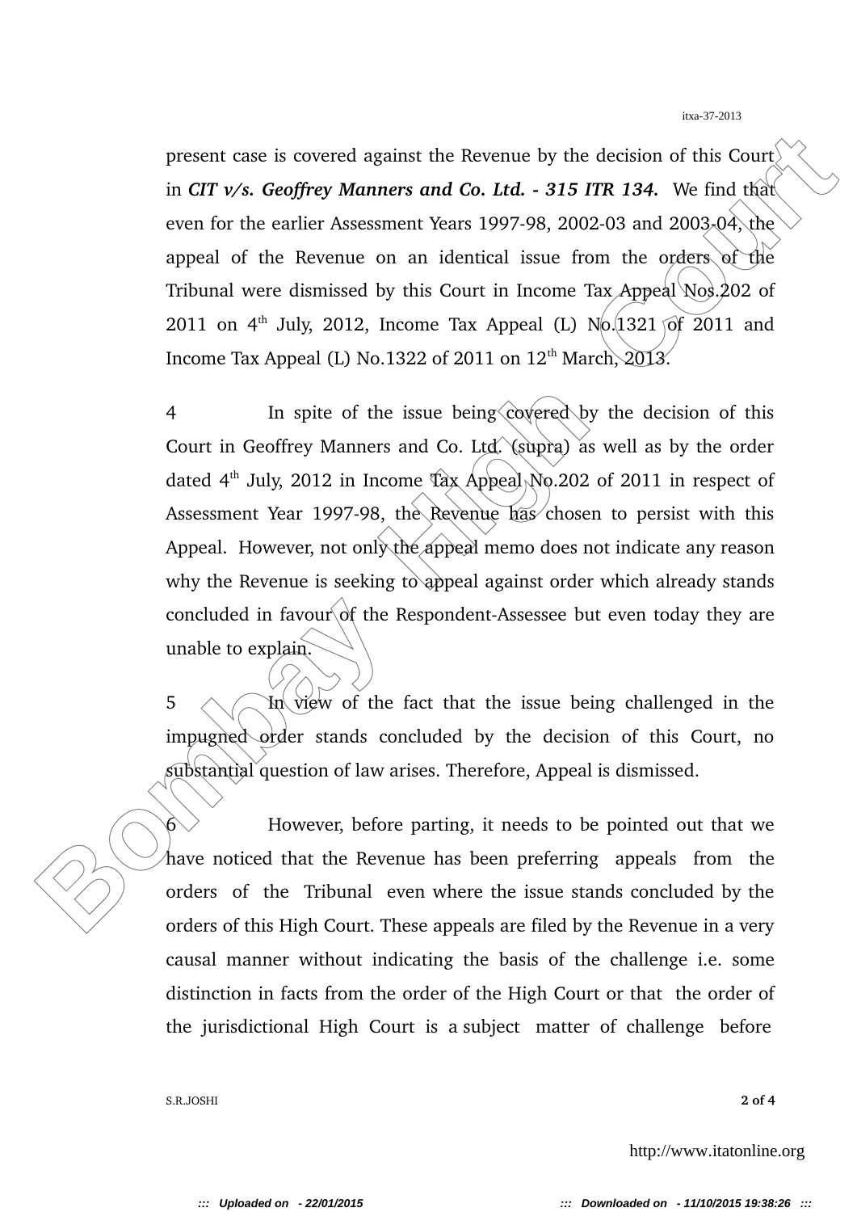present case is covered against the Revenue by the decision of this Court in ***CIT v/s. Geoffrey Manners and Co. Ltd. - 315 ITR 134.*** We find that even for the earlier Assessment Years 1997-98, 2002-03 and 2003-04, the appeal of the Revenue on an identical issue from the orders of the Tribunal were dismissed by this Court in Income Tax Appeal Nos.202 of 2011 on 4th July, 2012, Income Tax Appeal (L) No.1321 of 2011 and Income Tax Appeal (L) No.1322 of 2011 on 12th March, 2013.

4 In spite of the issue being covered by the decision of this Court in Geoffrey Manners and Co. Ltd. (supra) as well as by the order dated 4th July, 2012 in Income Tax Appeal No.202 of 2011 in respect of Assessment Year 1997-98, the Revenue has chosen to persist with this Appeal. However, not only the appeal memo does not indicate any reason why the Revenue is seeking to appeal against order which already stands concluded in favour of the Respondent-Assessee but even today they are unable to explain.

5 In view of the fact that the issue being challenged in the impugned order stands concluded by the decision of this Court, no substantial question of law arises. Therefore, Appeal is dismissed.

6 However, before parting, it needs to be pointed out that we have noticed that the Revenue has been preferring appeals from the orders of the Tribunal even where the issue stands concluded by the orders of this High Court. These appeals are filed by the Revenue in a very causal manner without indicating the basis of the challenge i.e. some distinction in facts from the order of the High Court or that the order of the jurisdictional High Court is a subject matter of challenge before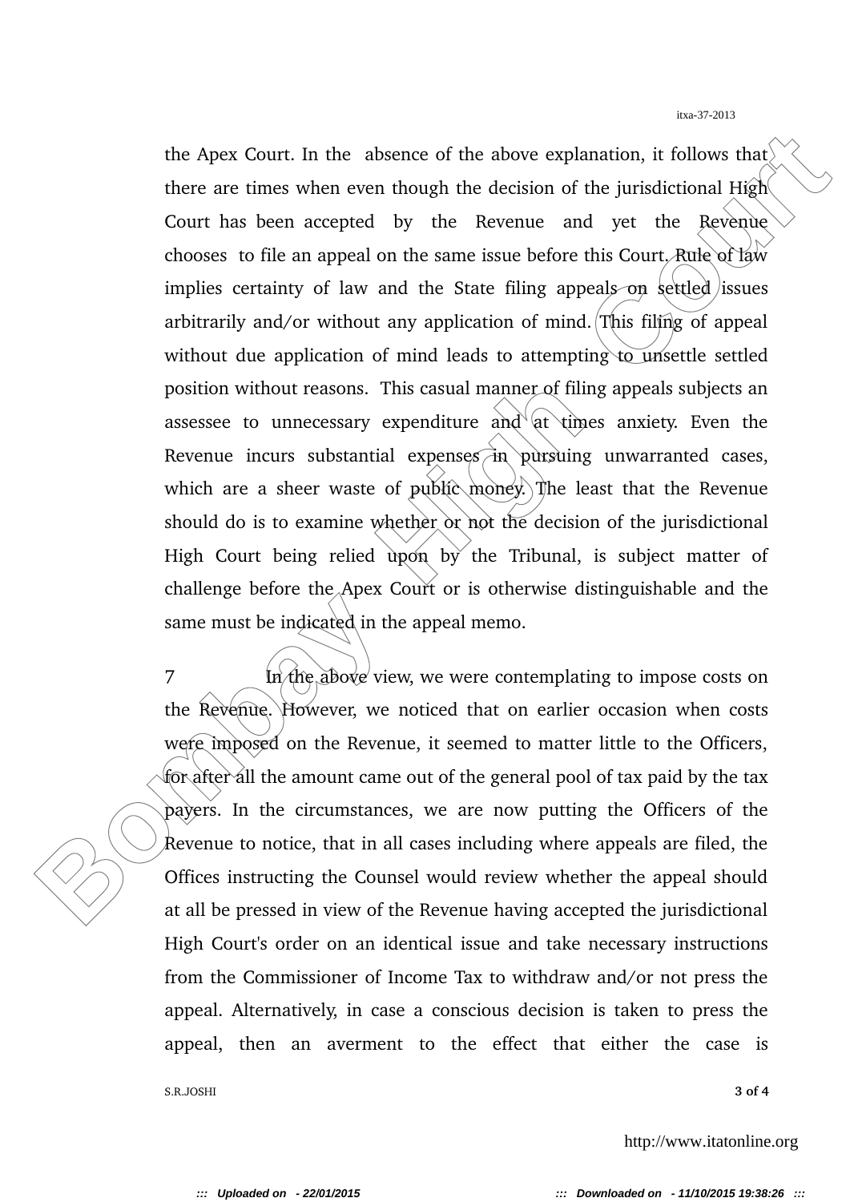the Apex Court. In the absence of the above explanation, it follows that there are times when even though the decision of the jurisdictional High Court has been accepted by the Revenue and yet the Revenue chooses to file an appeal on the same issue before this Court. Rule of law implies certainty of law and the State filing appeals on settled issues arbitrarily and/or without any application of mind. This filing of appeal without due application of mind leads to attempting to unsettle settled position without reasons. This casual manner of filing appeals subjects an assessee to unnecessary expenditure and at times anxiety. Even the Revenue incurs substantial expenses in pursuing unwarranted cases, which are a sheer waste of public money. The least that the Revenue should do is to examine whether or not the decision of the jurisdictional High Court being relied upon by the Tribunal, is subject matter of challenge before the Apex Court or is otherwise distinguishable and the same must be indicated in the appeal memo.

7 In the above view, we were contemplating to impose costs on the Revenue. However, we noticed that on earlier occasion when costs were imposed on the Revenue, it seemed to matter little to the Officers, for after all the amount came out of the general pool of tax paid by the tax payers. In the circumstances, we are now putting the Officers of the Revenue to notice, that in all cases including where appeals are filed, the Offices instructing the Counsel would review whether the appeal should at all be pressed in view of the Revenue having accepted the jurisdictional High Court's order on an identical issue and take necessary instructions from the Commissioner of Income Tax to withdraw and/or not press the appeal. Alternatively, in case a conscious decision is taken to press the appeal, then an averment to the effect that either the case is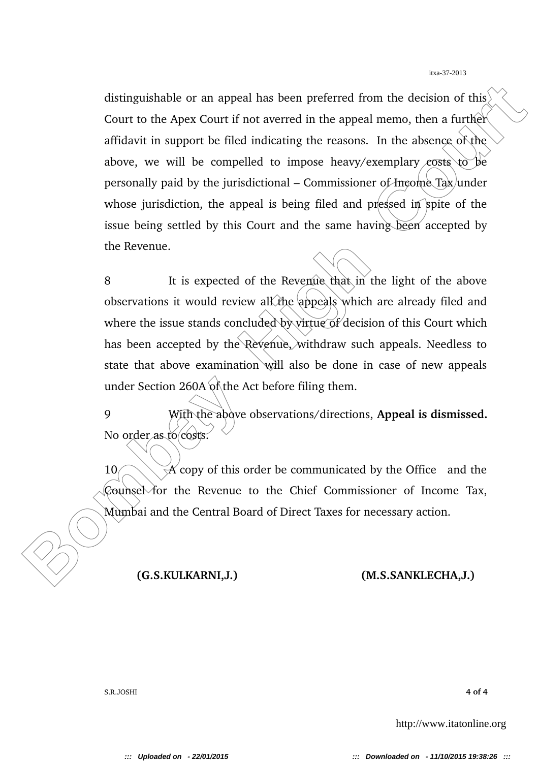distinguishable or an appeal has been preferred from the decision of this Court to the Apex Court if not averred in the appeal memo, then a further affidavit in support be filed indicating the reasons. In the absence of the above, we will be compelled to impose heavy/exemplary costs to be personally paid by the jurisdictional – Commissioner of Income Tax under whose jurisdiction, the appeal is being filed and pressed in spite of the issue being settled by this Court and the same having been accepted by the Revenue.

8 It is expected of the Revenue that in the light of the above observations it would review all the appeals which are already filed and where the issue stands concluded by virtue of decision of this Court which has been accepted by the Revenue, withdraw such appeals. Needless to state that above examination will also be done in case of new appeals under Section 260A of the Act before filing them.

9 With the above observations/directions, **Appeal is dismissed.** No order as to costs.

10 A copy of this order be communicated by the Office and the Counsel for the Revenue to the Chief Commissioner of Income Tax, Mumbai and the Central Board of Direct Taxes for necessary action.

**(G.S.KULKARNI,J.)** **(M.S.SANKLECHA,J.)**